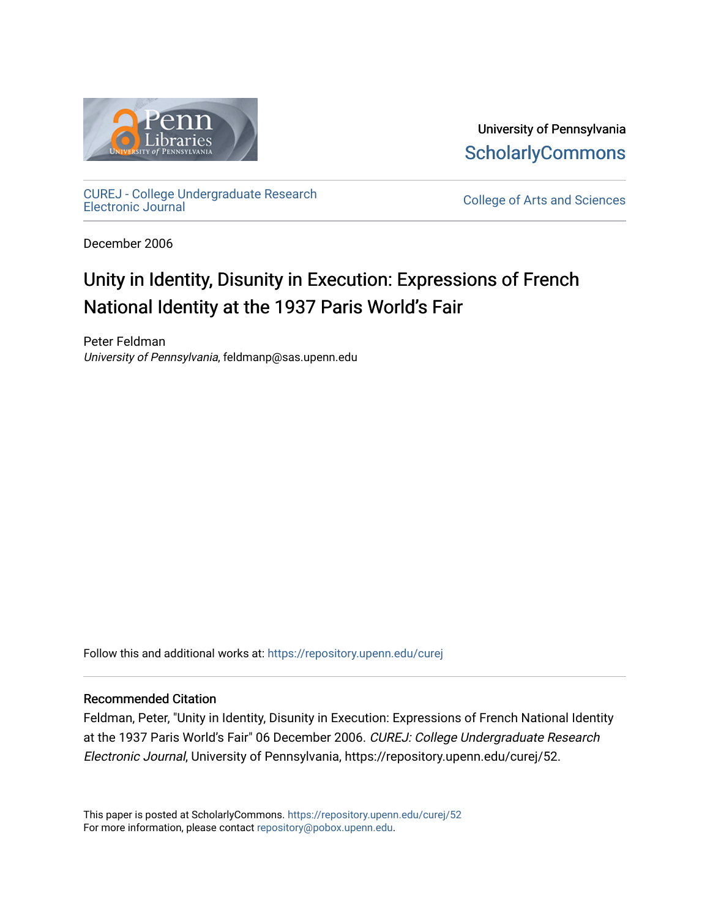University of Pennsylvania
ScholarlyCommons

CUREJ - College Undergraduate Research Electronic Journal

College of Arts and Sciences

December 2006

# Unity in Identity, Disunity in Execution: Expressions of French National Identity at the 1937 Paris World's Fair

Peter Feldman
*University of Pennsylvania*, feldmanp@sas.upenn.edu

Follow this and additional works at: https://repository.upenn.edu/curej

### Recommended Citation

Feldman, Peter, "Unity in Identity, Disunity in Execution: Expressions of French National Identity at the 1937 Paris World's Fair" 06 December 2006. *CUREJ: College Undergraduate Research Electronic Journal*, University of Pennsylvania, https://repository.upenn.edu/curej/52.

This paper is posted at ScholarlyCommons. https://repository.upenn.edu/curej/52
For more information, please contact repository@pobox.upenn.edu.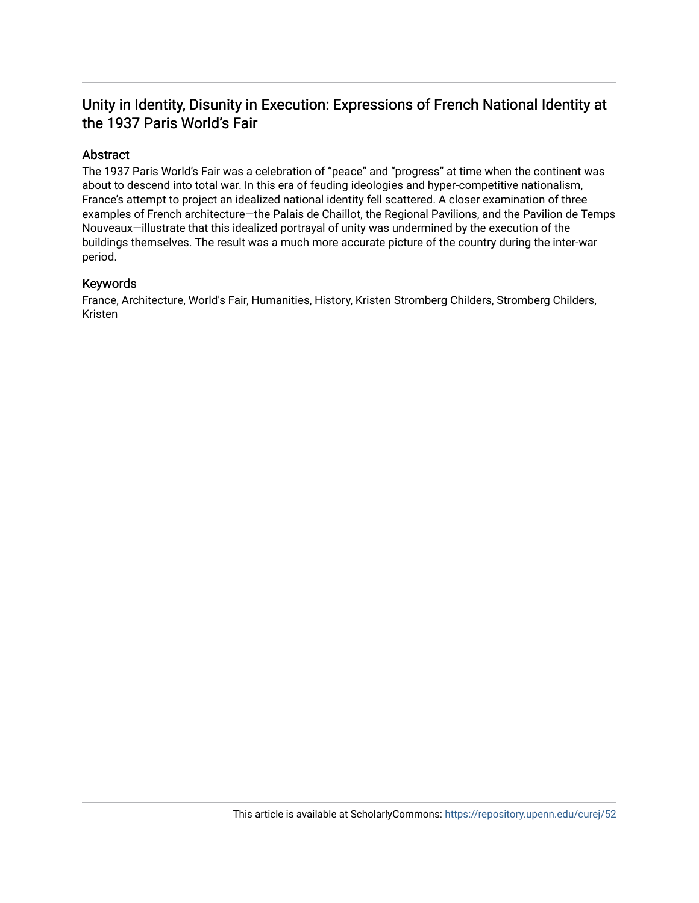# Unity in Identity, Disunity in Execution: Expressions of French National Identity at the 1937 Paris World's Fair

## Abstract

The 1937 Paris World's Fair was a celebration of "peace" and "progress" at time when the continent was about to descend into total war. In this era of feuding ideologies and hyper-competitive nationalism, France's attempt to project an idealized national identity fell scattered. A closer examination of three examples of French architecture—the Palais de Chaillot, the Regional Pavilions, and the Pavilion de Temps Nouveaux—illustrate that this idealized portrayal of unity was undermined by the execution of the buildings themselves. The result was a much more accurate picture of the country during the inter-war period.

## Keywords

France, Architecture, World's Fair, Humanities, History, Kristen Stromberg Childers, Stromberg Childers, Kristen

This article is available at ScholarlyCommons: https://repository.upenn.edu/curej/52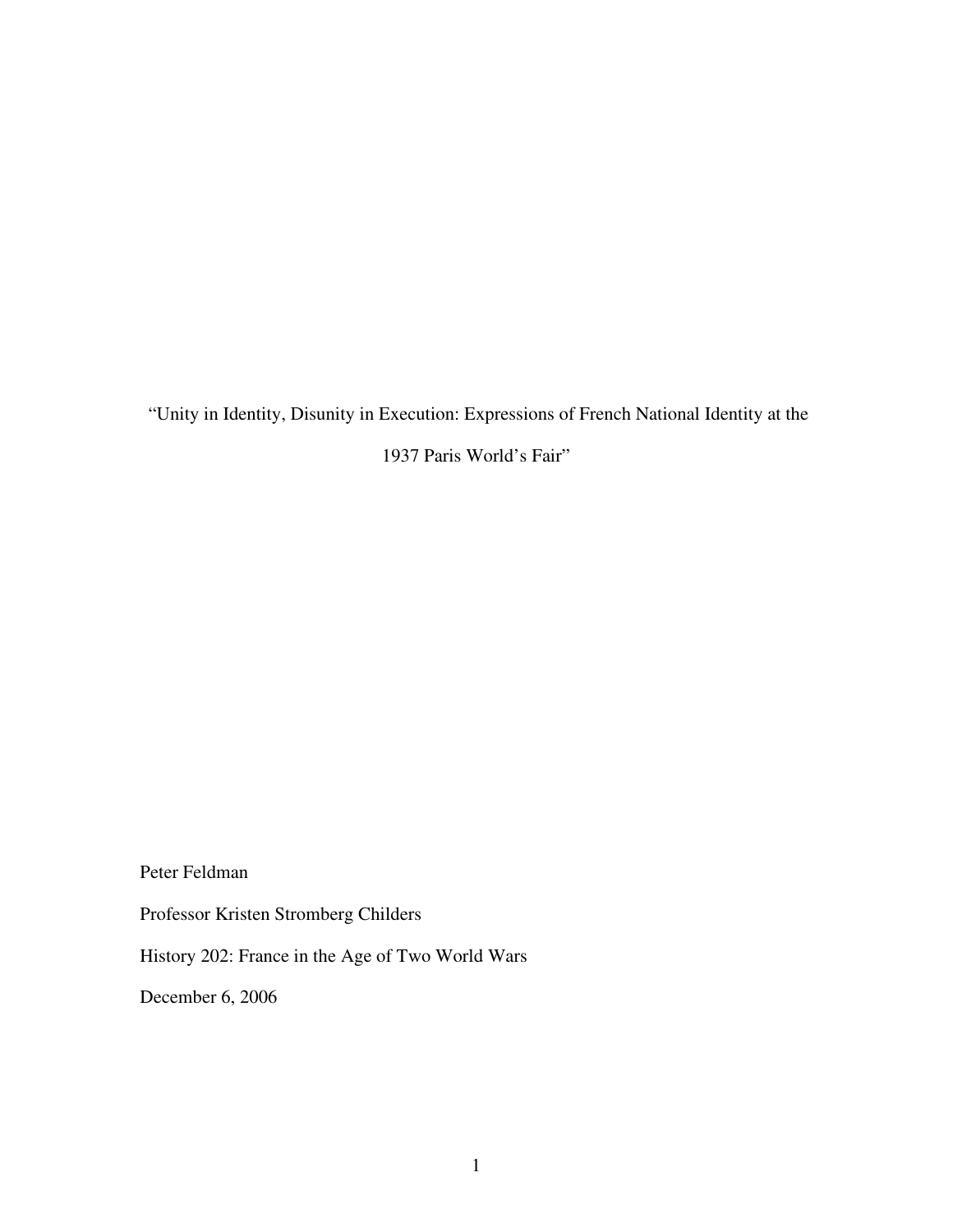“Unity in Identity, Disunity in Execution: Expressions of French National Identity at the 1937 Paris World’s Fair”

Peter Feldman

Professor Kristen Stromberg Childers

History 202: France in the Age of Two World Wars

December 6, 2006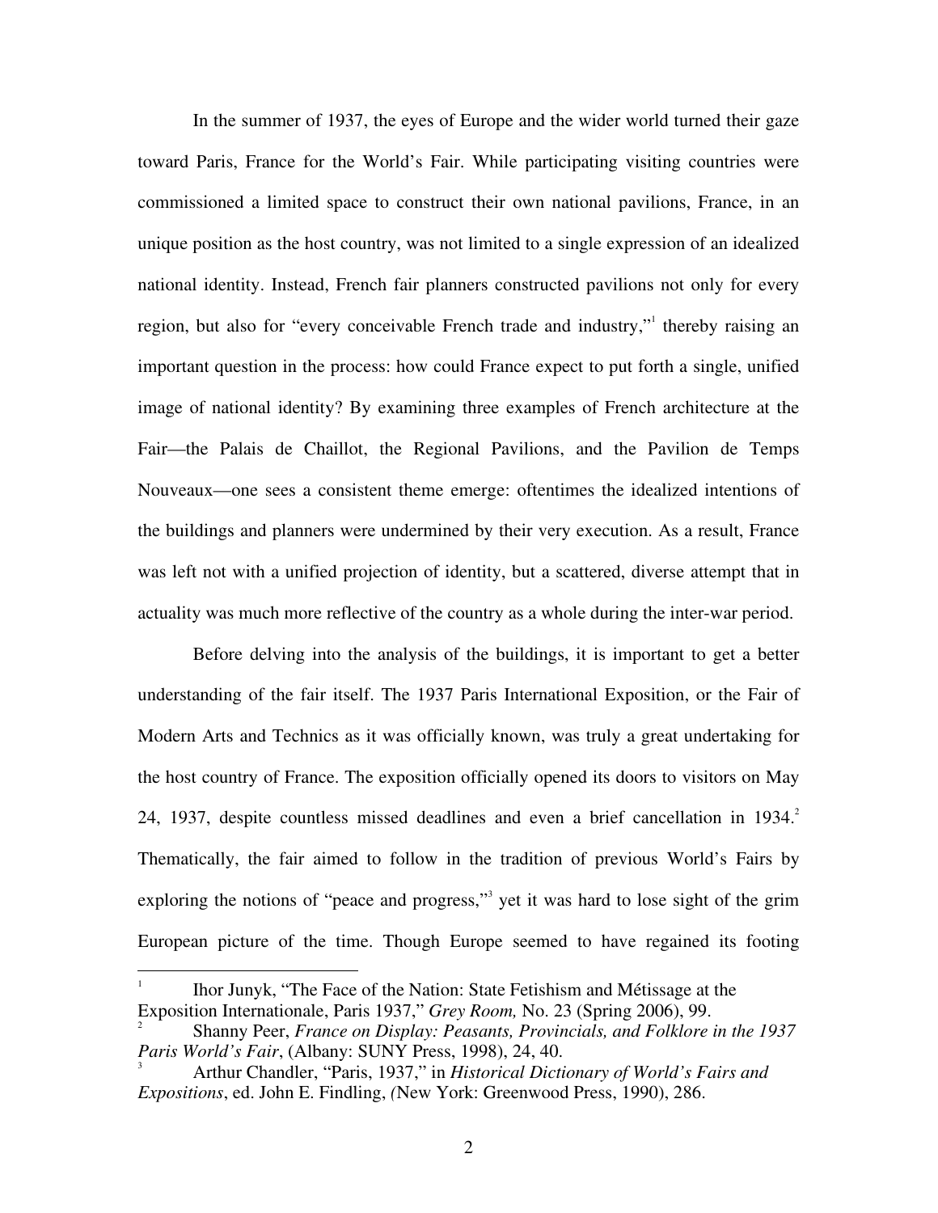In the summer of 1937, the eyes of Europe and the wider world turned their gaze toward Paris, France for the World's Fair. While participating visiting countries were commissioned a limited space to construct their own national pavilions, France, in an unique position as the host country, was not limited to a single expression of an idealized national identity. Instead, French fair planners constructed pavilions not only for every region, but also for "every conceivable French trade and industry,"[1] thereby raising an important question in the process: how could France expect to put forth a single, unified image of national identity? By examining three examples of French architecture at the Fair—the Palais de Chaillot, the Regional Pavilions, and the Pavilion de Temps Nouveaux—one sees a consistent theme emerge: oftentimes the idealized intentions of the buildings and planners were undermined by their very execution. As a result, France was left not with a unified projection of identity, but a scattered, diverse attempt that in actuality was much more reflective of the country as a whole during the inter-war period.

Before delving into the analysis of the buildings, it is important to get a better understanding of the fair itself. The 1937 Paris International Exposition, or the Fair of Modern Arts and Technics as it was officially known, was truly a great undertaking for the host country of France. The exposition officially opened its doors to visitors on May 24, 1937, despite countless missed deadlines and even a brief cancellation in 1934.[2] Thematically, the fair aimed to follow in the tradition of previous World's Fairs by exploring the notions of "peace and progress,"[3] yet it was hard to lose sight of the grim European picture of the time. Though Europe seemed to have regained its footing

---

[1] Ihor Junyk, "The Face of the Nation: State Fetishism and Métissage at the Exposition Internationale, Paris 1937," *Grey Room,* No. 23 (Spring 2006), 99.

[2] Shanny Peer, *France on Display: Peasants, Provincials, and Folklore in the 1937 Paris World's Fair*, (Albany: SUNY Press, 1998), 24, 40.

[3] Arthur Chandler, "Paris, 1937," in *Historical Dictionary of World's Fairs and Expositions*, ed. John E. Findling, (New York: Greenwood Press, 1990), 286.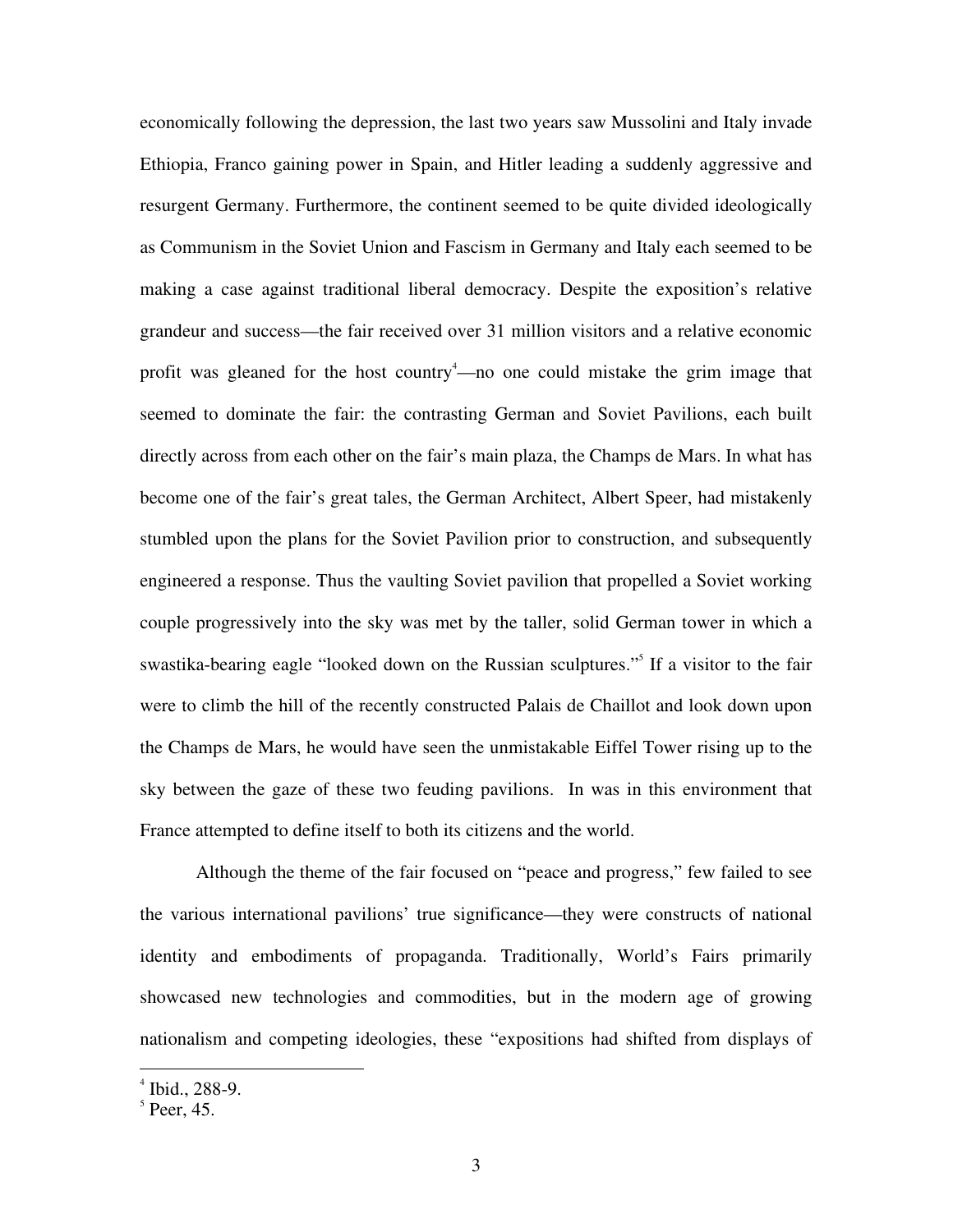economically following the depression, the last two years saw Mussolini and Italy invade Ethiopia, Franco gaining power in Spain, and Hitler leading a suddenly aggressive and resurgent Germany. Furthermore, the continent seemed to be quite divided ideologically as Communism in the Soviet Union and Fascism in Germany and Italy each seemed to be making a case against traditional liberal democracy. Despite the exposition's relative grandeur and success—the fair received over 31 million visitors and a relative economic profit was gleaned for the host country[4]—no one could mistake the grim image that seemed to dominate the fair: the contrasting German and Soviet Pavilions, each built directly across from each other on the fair's main plaza, the Champs de Mars. In what has become one of the fair's great tales, the German Architect, Albert Speer, had mistakenly stumbled upon the plans for the Soviet Pavilion prior to construction, and subsequently engineered a response. Thus the vaulting Soviet pavilion that propelled a Soviet working couple progressively into the sky was met by the taller, solid German tower in which a swastika-bearing eagle "looked down on the Russian sculptures."[5] If a visitor to the fair were to climb the hill of the recently constructed Palais de Chaillot and look down upon the Champs de Mars, he would have seen the unmistakable Eiffel Tower rising up to the sky between the gaze of these two feuding pavilions. In was in this environment that France attempted to define itself to both its citizens and the world.

Although the theme of the fair focused on "peace and progress," few failed to see the various international pavilions' true significance—they were constructs of national identity and embodiments of propaganda. Traditionally, World's Fairs primarily showcased new technologies and commodities, but in the modern age of growing nationalism and competing ideologies, these "expositions had shifted from displays of

[4] Ibid., 288-9.
[5] Peer, 45.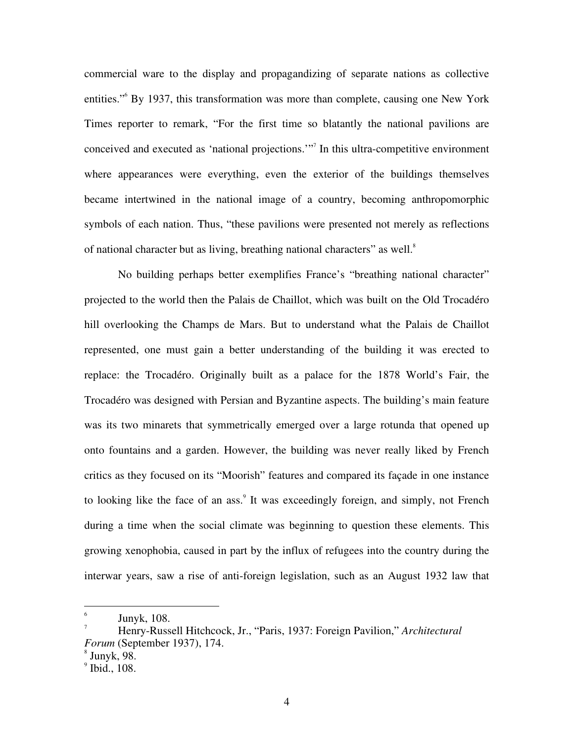commercial ware to the display and propagandizing of separate nations as collective entities."[6] By 1937, this transformation was more than complete, causing one New York Times reporter to remark, "For the first time so blatantly the national pavilions are conceived and executed as 'national projections.'"[7] In this ultra-competitive environment where appearances were everything, even the exterior of the buildings themselves became intertwined in the national image of a country, becoming anthropomorphic symbols of each nation. Thus, "these pavilions were presented not merely as reflections of national character but as living, breathing national characters" as well.[8]

No building perhaps better exemplifies France's "breathing national character" projected to the world then the Palais de Chaillot, which was built on the Old Trocadéro hill overlooking the Champs de Mars. But to understand what the Palais de Chaillot represented, one must gain a better understanding of the building it was erected to replace: the Trocadéro. Originally built as a palace for the 1878 World's Fair, the Trocadéro was designed with Persian and Byzantine aspects. The building's main feature was its two minarets that symmetrically emerged over a large rotunda that opened up onto fountains and a garden. However, the building was never really liked by French critics as they focused on its "Moorish" features and compared its façade in one instance to looking like the face of an ass.[9] It was exceedingly foreign, and simply, not French during a time when the social climate was beginning to question these elements. This growing xenophobia, caused in part by the influx of refugees into the country during the interwar years, saw a rise of anti-foreign legislation, such as an August 1932 law that

---

[6] Junyk, 108.

[7] Henry-Russell Hitchcock, Jr., "Paris, 1937: Foreign Pavilion," *Architectural Forum* (September 1937), 174.

[8] Junyk, 98.

[9] Ibid., 108.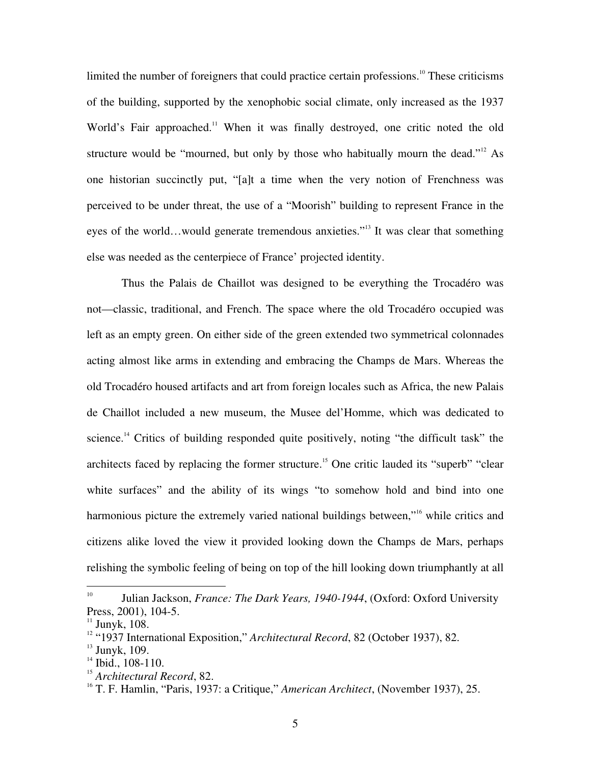limited the number of foreigners that could practice certain professions.[10] These criticisms of the building, supported by the xenophobic social climate, only increased as the 1937 World's Fair approached.[11] When it was finally destroyed, one critic noted the old structure would be "mourned, but only by those who habitually mourn the dead."[12] As one historian succinctly put, "[a]t a time when the very notion of Frenchness was perceived to be under threat, the use of a "Moorish" building to represent France in the eyes of the world…would generate tremendous anxieties."[13] It was clear that something else was needed as the centerpiece of France' projected identity.

Thus the Palais de Chaillot was designed to be everything the Trocadéro was not—classic, traditional, and French. The space where the old Trocadéro occupied was left as an empty green. On either side of the green extended two symmetrical colonnades acting almost like arms in extending and embracing the Champs de Mars. Whereas the old Trocadéro housed artifacts and art from foreign locales such as Africa, the new Palais de Chaillot included a new museum, the Musee del'Homme, which was dedicated to science.[14] Critics of building responded quite positively, noting "the difficult task" the architects faced by replacing the former structure.[15] One critic lauded its "superb" "clear white surfaces" and the ability of its wings "to somehow hold and bind into one harmonious picture the extremely varied national buildings between,"[16] while critics and citizens alike loved the view it provided looking down the Champs de Mars, perhaps relishing the symbolic feeling of being on top of the hill looking down triumphantly at all

---

[10] Julian Jackson, *France: The Dark Years, 1940-1944*, (Oxford: Oxford University Press, 2001), 104-5.

[11] Junyk, 108.

[12] "1937 International Exposition," *Architectural Record*, 82 (October 1937), 82.

[13] Junyk, 109.

[14] Ibid., 108-110.

[15] *Architectural Record*, 82.

[16] T. F. Hamlin, "Paris, 1937: a Critique," *American Architect*, (November 1937), 25.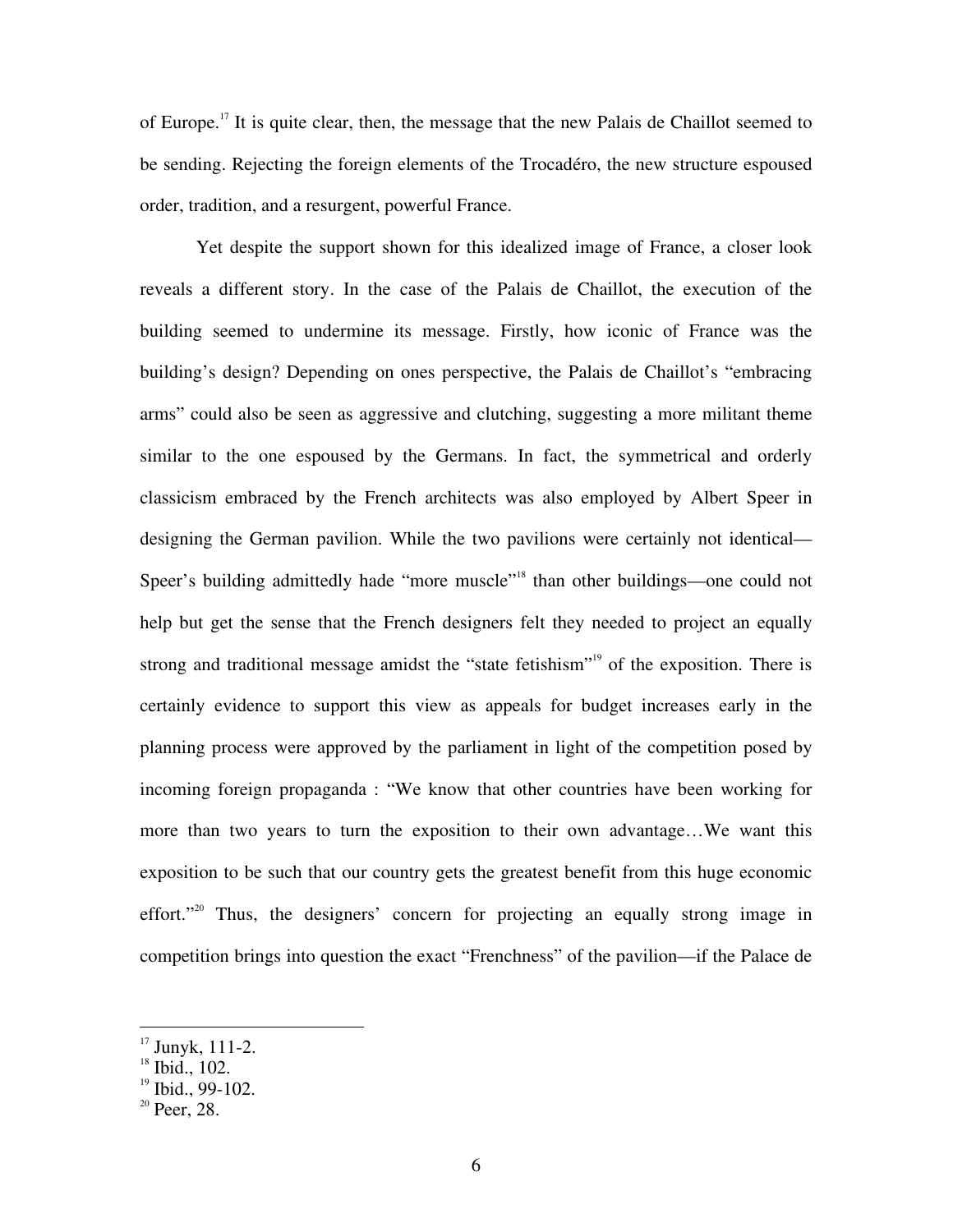of Europe.[17] It is quite clear, then, the message that the new Palais de Chaillot seemed to be sending. Rejecting the foreign elements of the Trocadéro, the new structure espoused order, tradition, and a resurgent, powerful France.

Yet despite the support shown for this idealized image of France, a closer look reveals a different story. In the case of the Palais de Chaillot, the execution of the building seemed to undermine its message. Firstly, how iconic of France was the building's design? Depending on ones perspective, the Palais de Chaillot's "embracing arms" could also be seen as aggressive and clutching, suggesting a more militant theme similar to the one espoused by the Germans. In fact, the symmetrical and orderly classicism embraced by the French architects was also employed by Albert Speer in designing the German pavilion. While the two pavilions were certainly not identical—Speer's building admittedly hade "more muscle"[18] than other buildings—one could not help but get the sense that the French designers felt they needed to project an equally strong and traditional message amidst the "state fetishism"[19] of the exposition. There is certainly evidence to support this view as appeals for budget increases early in the planning process were approved by the parliament in light of the competition posed by incoming foreign propaganda : "We know that other countries have been working for more than two years to turn the exposition to their own advantage…We want this exposition to be such that our country gets the greatest benefit from this huge economic effort."[20] Thus, the designers' concern for projecting an equally strong image in competition brings into question the exact "Frenchness" of the pavilion—if the Palace de

---

[17] Junyk, 111-2.
[18] Ibid., 102.
[19] Ibid., 99-102.
[20] Peer, 28.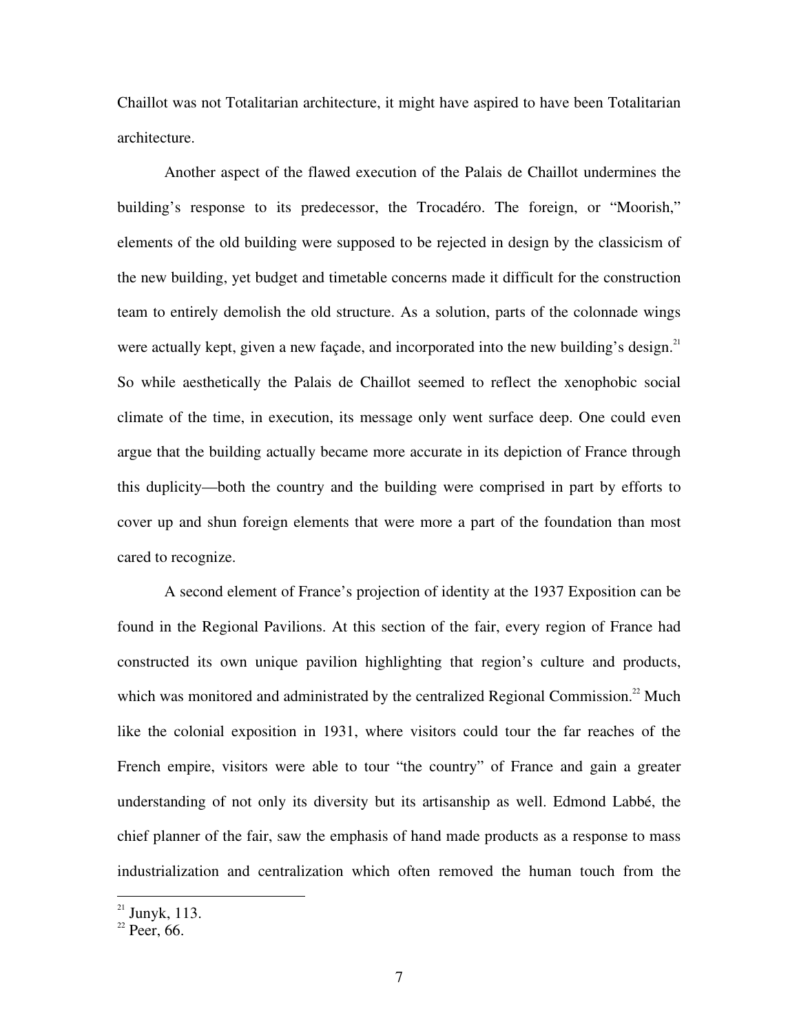Chaillot was not Totalitarian architecture, it might have aspired to have been Totalitarian architecture.

Another aspect of the flawed execution of the Palais de Chaillot undermines the building's response to its predecessor, the Trocadéro. The foreign, or "Moorish," elements of the old building were supposed to be rejected in design by the classicism of the new building, yet budget and timetable concerns made it difficult for the construction team to entirely demolish the old structure. As a solution, parts of the colonnade wings were actually kept, given a new façade, and incorporated into the new building's design.[21] So while aesthetically the Palais de Chaillot seemed to reflect the xenophobic social climate of the time, in execution, its message only went surface deep. One could even argue that the building actually became more accurate in its depiction of France through this duplicity—both the country and the building were comprised in part by efforts to cover up and shun foreign elements that were more a part of the foundation than most cared to recognize.

A second element of France's projection of identity at the 1937 Exposition can be found in the Regional Pavilions. At this section of the fair, every region of France had constructed its own unique pavilion highlighting that region's culture and products, which was monitored and administrated by the centralized Regional Commission.[22] Much like the colonial exposition in 1931, where visitors could tour the far reaches of the French empire, visitors were able to tour "the country" of France and gain a greater understanding of not only its diversity but its artisanship as well. Edmond Labbé, the chief planner of the fair, saw the emphasis of hand made products as a response to mass industrialization and centralization which often removed the human touch from the

---

[21] Junyk, 113.

[22] Peer, 66.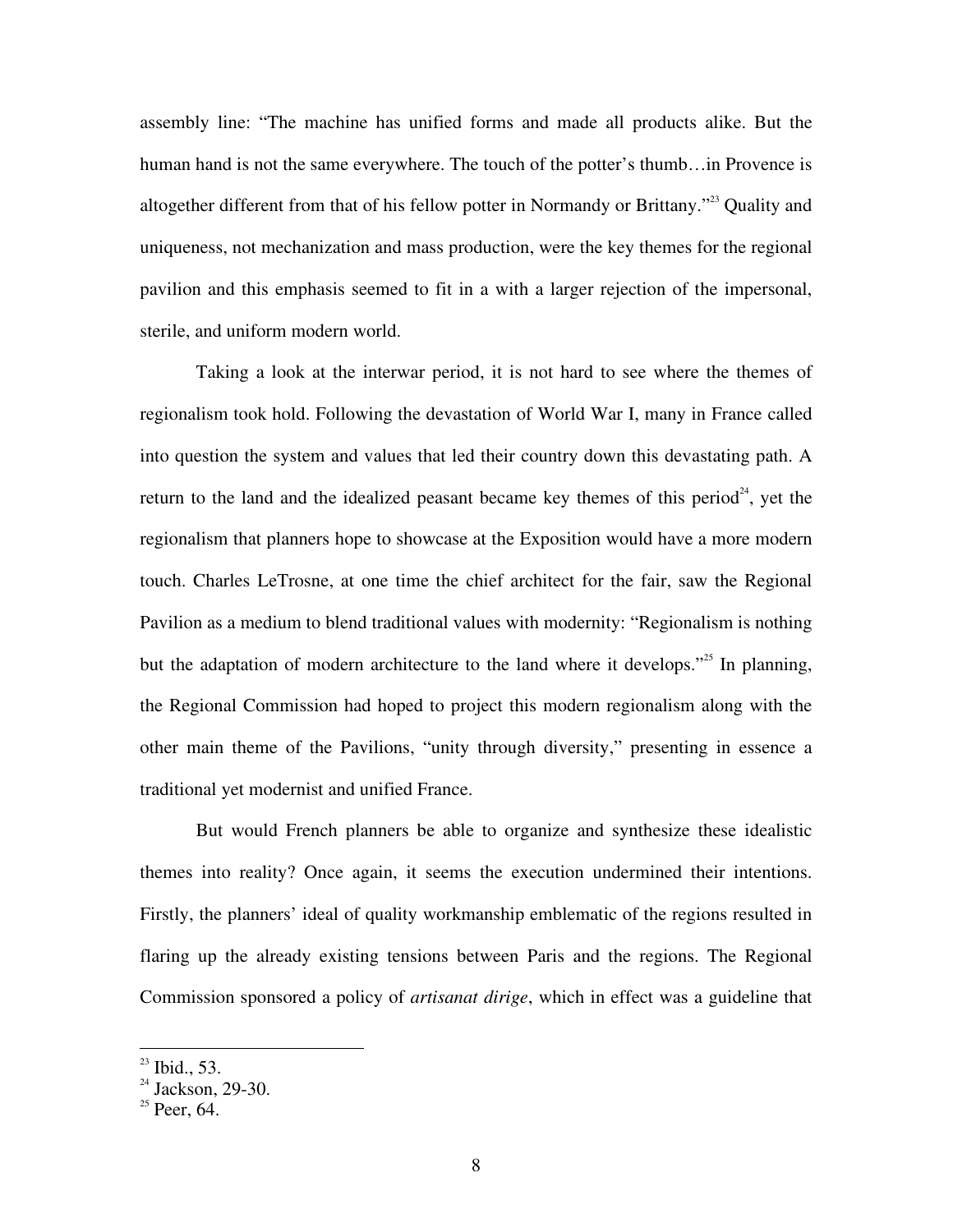assembly line: "The machine has unified forms and made all products alike. But the human hand is not the same everywhere. The touch of the potter's thumb…in Provence is altogether different from that of his fellow potter in Normandy or Brittany."[23] Quality and uniqueness, not mechanization and mass production, were the key themes for the regional pavilion and this emphasis seemed to fit in a with a larger rejection of the impersonal, sterile, and uniform modern world.

Taking a look at the interwar period, it is not hard to see where the themes of regionalism took hold. Following the devastation of World War I, many in France called into question the system and values that led their country down this devastating path. A return to the land and the idealized peasant became key themes of this period[24], yet the regionalism that planners hope to showcase at the Exposition would have a more modern touch. Charles LeTrosne, at one time the chief architect for the fair, saw the Regional Pavilion as a medium to blend traditional values with modernity: "Regionalism is nothing but the adaptation of modern architecture to the land where it develops."[25] In planning, the Regional Commission had hoped to project this modern regionalism along with the other main theme of the Pavilions, "unity through diversity," presenting in essence a traditional yet modernist and unified France.

But would French planners be able to organize and synthesize these idealistic themes into reality? Once again, it seems the execution undermined their intentions. Firstly, the planners' ideal of quality workmanship emblematic of the regions resulted in flaring up the already existing tensions between Paris and the regions. The Regional Commission sponsored a policy of *artisanat dirige*, which in effect was a guideline that

---

[23] Ibid., 53.

[24] Jackson, 29-30.

[25] Peer, 64.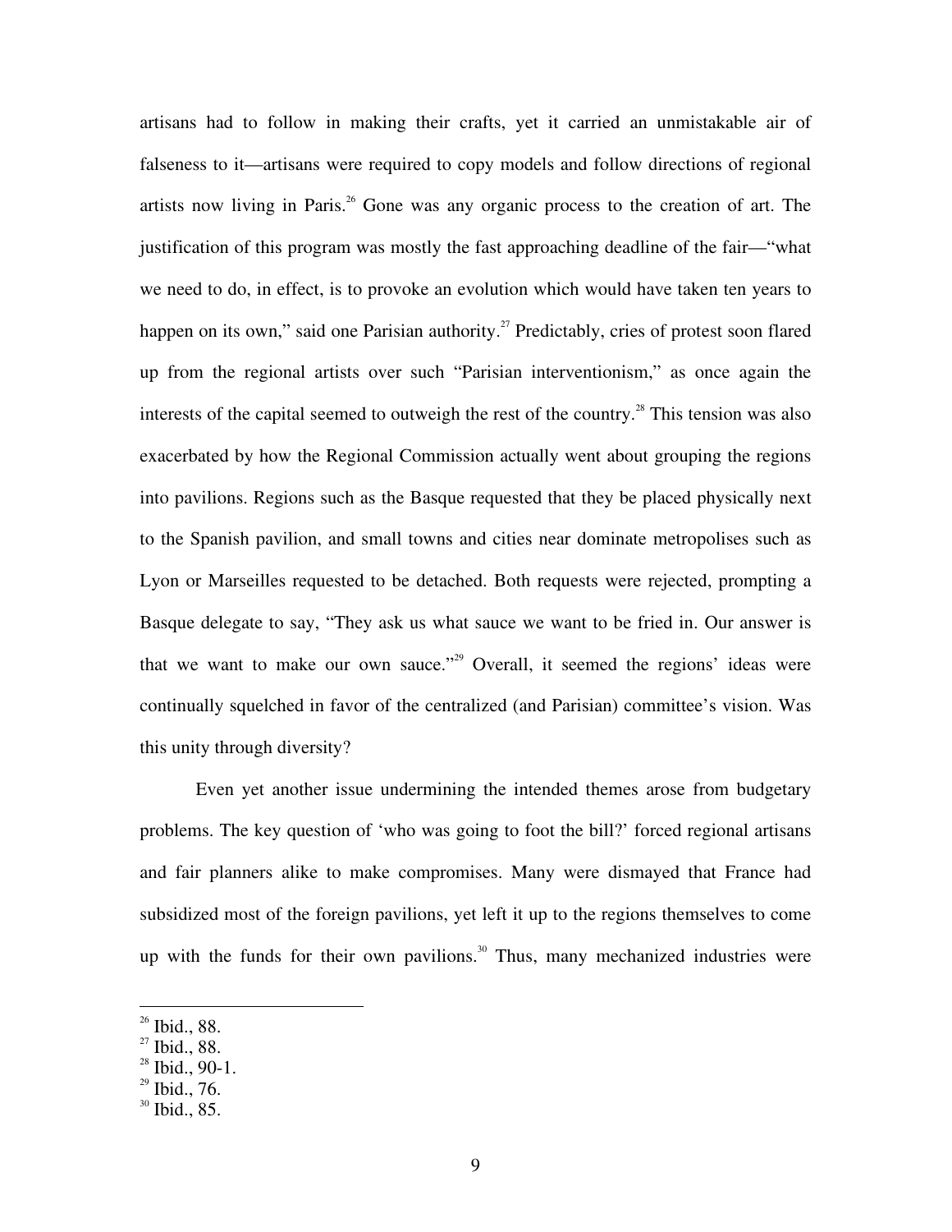artisans had to follow in making their crafts, yet it carried an unmistakable air of falseness to it—artisans were required to copy models and follow directions of regional artists now living in Paris.[26] Gone was any organic process to the creation of art. The justification of this program was mostly the fast approaching deadline of the fair—"what we need to do, in effect, is to provoke an evolution which would have taken ten years to happen on its own," said one Parisian authority.[27] Predictably, cries of protest soon flared up from the regional artists over such "Parisian interventionism," as once again the interests of the capital seemed to outweigh the rest of the country.[28] This tension was also exacerbated by how the Regional Commission actually went about grouping the regions into pavilions. Regions such as the Basque requested that they be placed physically next to the Spanish pavilion, and small towns and cities near dominate metropolises such as Lyon or Marseilles requested to be detached. Both requests were rejected, prompting a Basque delegate to say, "They ask us what sauce we want to be fried in. Our answer is that we want to make our own sauce."[29] Overall, it seemed the regions' ideas were continually squelched in favor of the centralized (and Parisian) committee's vision. Was this unity through diversity?

Even yet another issue undermining the intended themes arose from budgetary problems. The key question of 'who was going to foot the bill?' forced regional artisans and fair planners alike to make compromises. Many were dismayed that France had subsidized most of the foreign pavilions, yet left it up to the regions themselves to come up with the funds for their own pavilions.[30] Thus, many mechanized industries were

[26] Ibid., 88.
[27] Ibid., 88.
[28] Ibid., 90-1.
[29] Ibid., 76.
[30] Ibid., 85.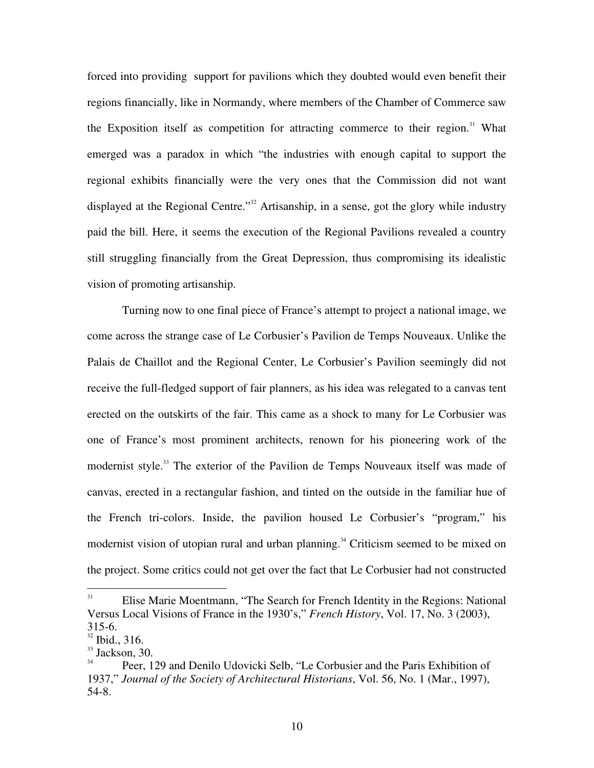forced into providing  support for pavilions which they doubted would even benefit their regions financially, like in Normandy, where members of the Chamber of Commerce saw the Exposition itself as competition for attracting commerce to their region.[31] What emerged was a paradox in which "the industries with enough capital to support the regional exhibits financially were the very ones that the Commission did not want displayed at the Regional Centre."[32] Artisanship, in a sense, got the glory while industry paid the bill. Here, it seems the execution of the Regional Pavilions revealed a country still struggling financially from the Great Depression, thus compromising its idealistic vision of promoting artisanship.

Turning now to one final piece of France's attempt to project a national image, we come across the strange case of Le Corbusier's Pavilion de Temps Nouveaux. Unlike the Palais de Chaillot and the Regional Center, Le Corbusier's Pavilion seemingly did not receive the full-fledged support of fair planners, as his idea was relegated to a canvas tent erected on the outskirts of the fair. This came as a shock to many for Le Corbusier was one of France's most prominent architects, renown for his pioneering work of the modernist style.[33] The exterior of the Pavilion de Temps Nouveaux itself was made of canvas, erected in a rectangular fashion, and tinted on the outside in the familiar hue of the French tri-colors. Inside, the pavilion housed Le Corbusier's "program," his modernist vision of utopian rural and urban planning.[34] Criticism seemed to be mixed on the project. Some critics could not get over the fact that Le Corbusier had not constructed

---

[31] Elise Marie Moentmann, "The Search for French Identity in the Regions: National Versus Local Visions of France in the 1930's," *French History*, Vol. 17, No. 3 (2003), 315-6.

[32] Ibid., 316.

[33] Jackson, 30.

[34] Peer, 129 and Denilo Udovicki Selb, "Le Corbusier and the Paris Exhibition of 1937," *Journal of the Society of Architectural Historians*, Vol. 56, No. 1 (Mar., 1997), 54-8.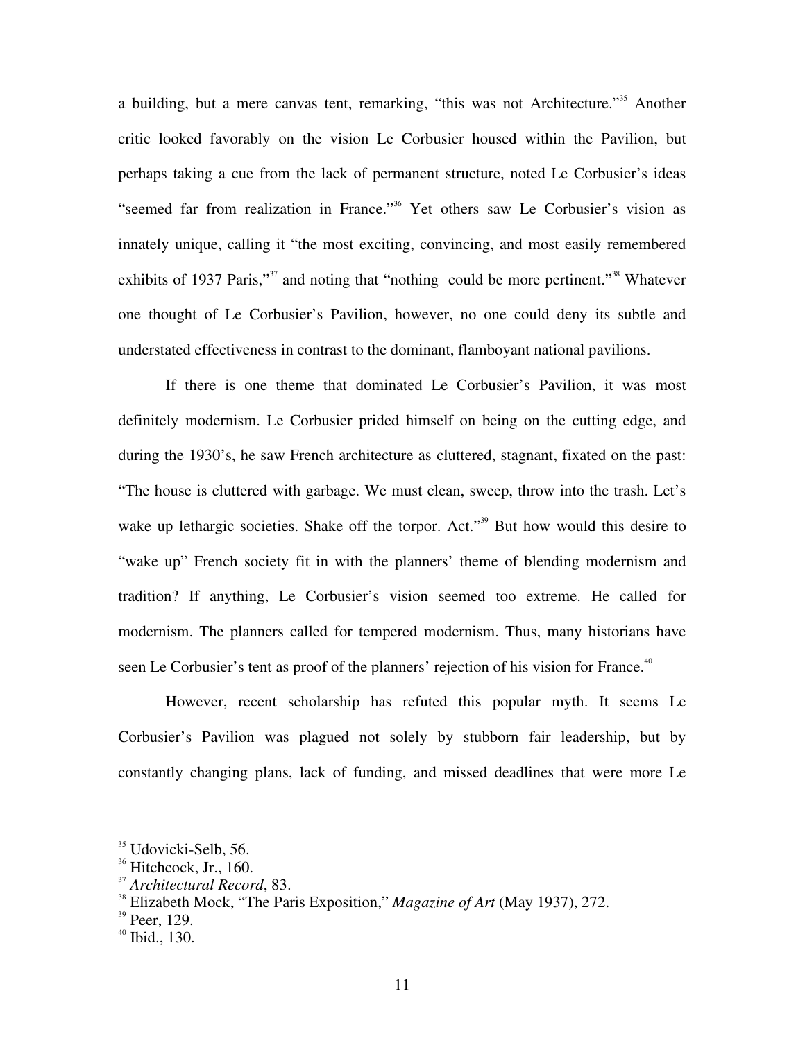a building, but a mere canvas tent, remarking, "this was not Architecture."[35] Another critic looked favorably on the vision Le Corbusier housed within the Pavilion, but perhaps taking a cue from the lack of permanent structure, noted Le Corbusier's ideas "seemed far from realization in France."[36] Yet others saw Le Corbusier's vision as innately unique, calling it "the most exciting, convincing, and most easily remembered exhibits of 1937 Paris,"[37] and noting that "nothing could be more pertinent."[38] Whatever one thought of Le Corbusier's Pavilion, however, no one could deny its subtle and understated effectiveness in contrast to the dominant, flamboyant national pavilions.

If there is one theme that dominated Le Corbusier's Pavilion, it was most definitely modernism. Le Corbusier prided himself on being on the cutting edge, and during the 1930's, he saw French architecture as cluttered, stagnant, fixated on the past: "The house is cluttered with garbage. We must clean, sweep, throw into the trash. Let's wake up lethargic societies. Shake off the torpor. Act."[39] But how would this desire to "wake up" French society fit in with the planners' theme of blending modernism and tradition? If anything, Le Corbusier's vision seemed too extreme. He called for modernism. The planners called for tempered modernism. Thus, many historians have seen Le Corbusier's tent as proof of the planners' rejection of his vision for France.[40]

However, recent scholarship has refuted this popular myth. It seems Le Corbusier's Pavilion was plagued not solely by stubborn fair leadership, but by constantly changing plans, lack of funding, and missed deadlines that were more Le

---

[35] Udovicki-Selb, 56.

[36] Hitchcock, Jr., 160.

[37] *Architectural Record*, 83.

[38] Elizabeth Mock, "The Paris Exposition," *Magazine of Art* (May 1937), 272.

[39] Peer, 129.

[40] Ibid., 130.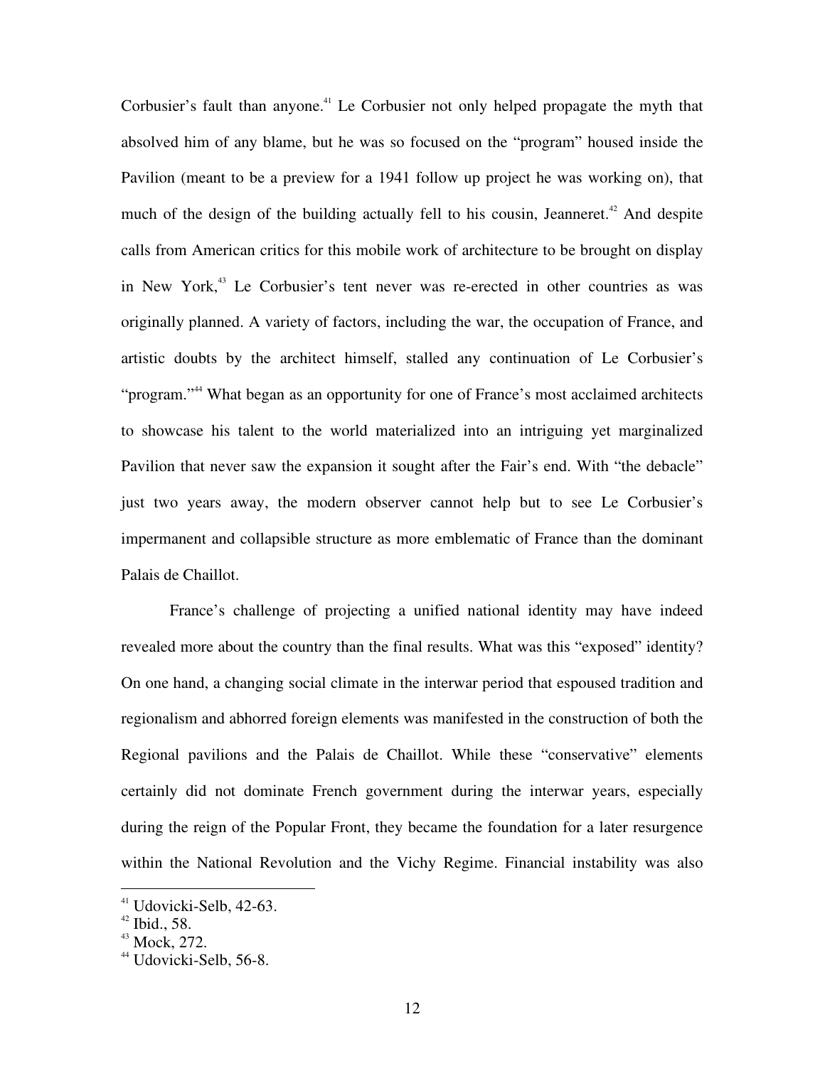Corbusier's fault than anyone.[41] Le Corbusier not only helped propagate the myth that absolved him of any blame, but he was so focused on the "program" housed inside the Pavilion (meant to be a preview for a 1941 follow up project he was working on), that much of the design of the building actually fell to his cousin, Jeanneret.[42] And despite calls from American critics for this mobile work of architecture to be brought on display in New York,[43] Le Corbusier's tent never was re-erected in other countries as was originally planned. A variety of factors, including the war, the occupation of France, and artistic doubts by the architect himself, stalled any continuation of Le Corbusier's "program."[44] What began as an opportunity for one of France's most acclaimed architects to showcase his talent to the world materialized into an intriguing yet marginalized Pavilion that never saw the expansion it sought after the Fair's end. With "the debacle" just two years away, the modern observer cannot help but to see Le Corbusier's impermanent and collapsible structure as more emblematic of France than the dominant Palais de Chaillot.

France's challenge of projecting a unified national identity may have indeed revealed more about the country than the final results. What was this "exposed" identity? On one hand, a changing social climate in the interwar period that espoused tradition and regionalism and abhorred foreign elements was manifested in the construction of both the Regional pavilions and the Palais de Chaillot. While these "conservative" elements certainly did not dominate French government during the interwar years, especially during the reign of the Popular Front, they became the foundation for a later resurgence within the National Revolution and the Vichy Regime. Financial instability was also

---

[41] Udovicki-Selb, 42-63.

[42] Ibid., 58.

[43] Mock, 272.

[44] Udovicki-Selb, 56-8.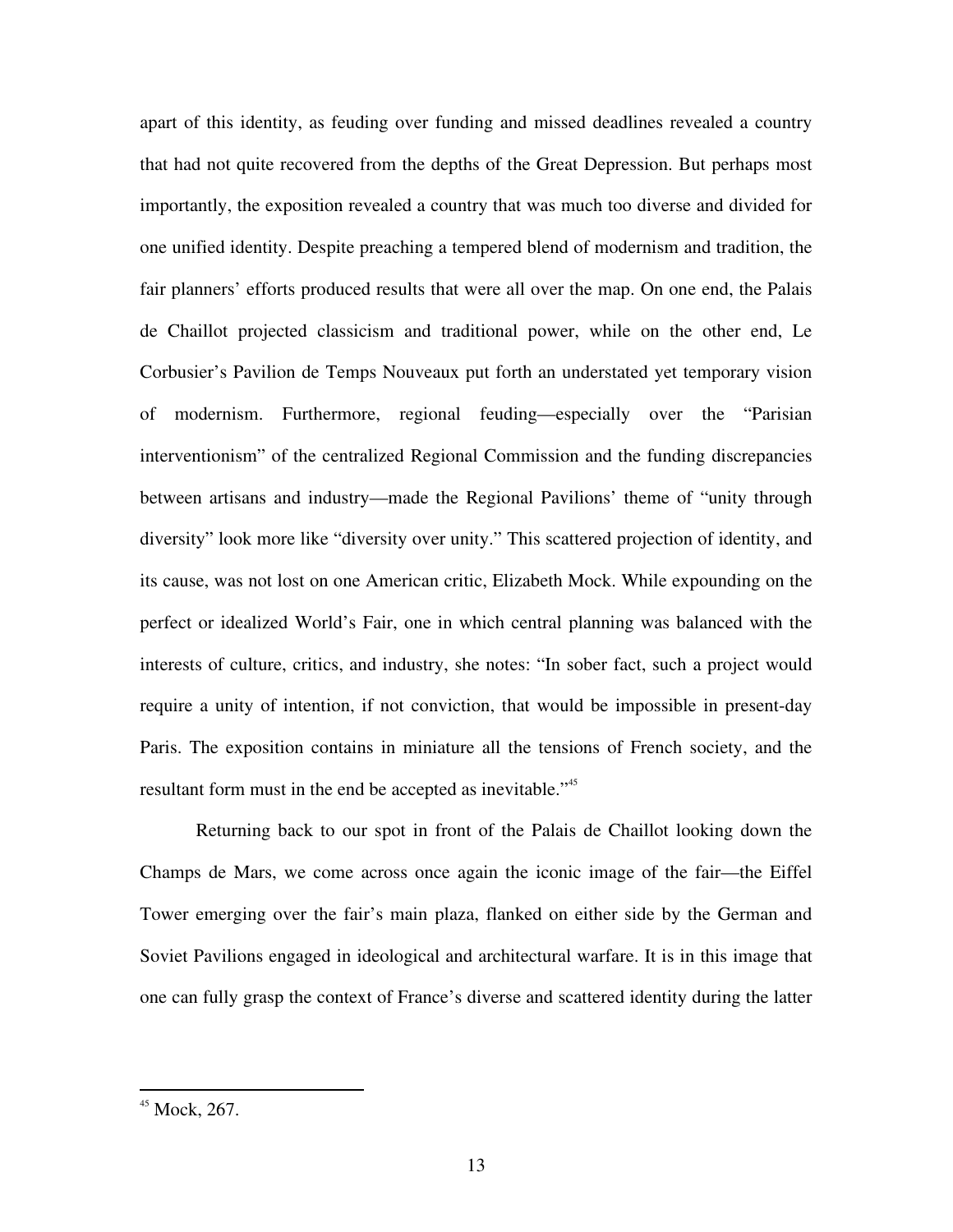apart of this identity, as feuding over funding and missed deadlines revealed a country that had not quite recovered from the depths of the Great Depression. But perhaps most importantly, the exposition revealed a country that was much too diverse and divided for one unified identity. Despite preaching a tempered blend of modernism and tradition, the fair planners' efforts produced results that were all over the map. On one end, the Palais de Chaillot projected classicism and traditional power, while on the other end, Le Corbusier's Pavilion de Temps Nouveaux put forth an understated yet temporary vision of modernism. Furthermore, regional feuding—especially over the "Parisian interventionism" of the centralized Regional Commission and the funding discrepancies between artisans and industry—made the Regional Pavilions' theme of "unity through diversity" look more like "diversity over unity." This scattered projection of identity, and its cause, was not lost on one American critic, Elizabeth Mock. While expounding on the perfect or idealized World's Fair, one in which central planning was balanced with the interests of culture, critics, and industry, she notes: "In sober fact, such a project would require a unity of intention, if not conviction, that would be impossible in present-day Paris. The exposition contains in miniature all the tensions of French society, and the resultant form must in the end be accepted as inevitable."[45]

Returning back to our spot in front of the Palais de Chaillot looking down the Champs de Mars, we come across once again the iconic image of the fair—the Eiffel Tower emerging over the fair's main plaza, flanked on either side by the German and Soviet Pavilions engaged in ideological and architectural warfare. It is in this image that one can fully grasp the context of France's diverse and scattered identity during the latter

[45] Mock, 267.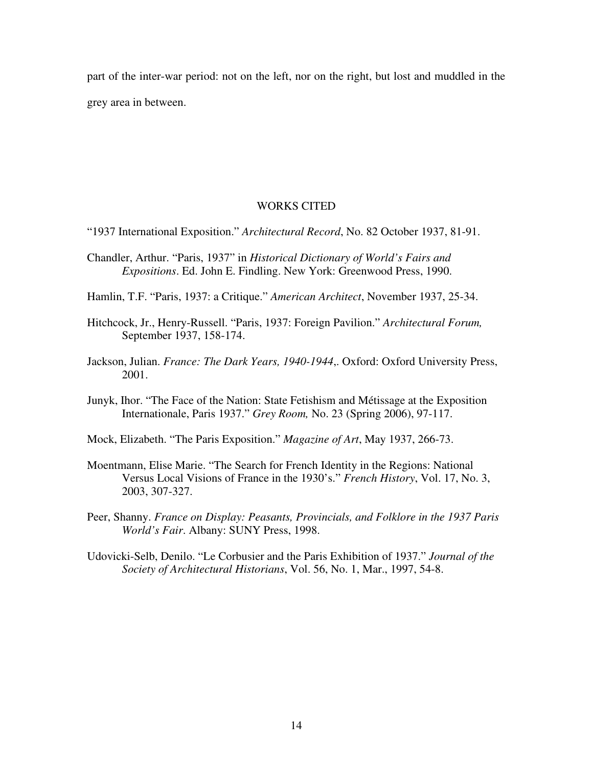part of the inter-war period: not on the left, nor on the right, but lost and muddled in the grey area in between.

## WORKS CITED

"1937 International Exposition." *Architectural Record*, No. 82 October 1937, 81-91.

Chandler, Arthur. "Paris, 1937" in *Historical Dictionary of World's Fairs and Expositions*. Ed. John E. Findling. New York: Greenwood Press, 1990.

Hamlin, T.F. "Paris, 1937: a Critique." *American Architect*, November 1937, 25-34.

Hitchcock, Jr., Henry-Russell. "Paris, 1937: Foreign Pavilion." *Architectural Forum,* September 1937, 158-174.

Jackson, Julian. *France: The Dark Years, 1940-1944*,. Oxford: Oxford University Press, 2001.

Junyk, Ihor. "The Face of the Nation: State Fetishism and Métissage at the Exposition Internationale, Paris 1937." *Grey Room,* No. 23 (Spring 2006), 97-117.

Mock, Elizabeth. "The Paris Exposition." *Magazine of Art*, May 1937, 266-73.

Moentmann, Elise Marie. "The Search for French Identity in the Regions: National Versus Local Visions of France in the 1930's." *French History*, Vol. 17, No. 3, 2003, 307-327.

Peer, Shanny. *France on Display: Peasants, Provincials, and Folklore in the 1937 Paris World's Fair*. Albany: SUNY Press, 1998.

Udovicki-Selb, Denilo. "Le Corbusier and the Paris Exhibition of 1937." *Journal of the Society of Architectural Historians*, Vol. 56, No. 1, Mar., 1997, 54-8.